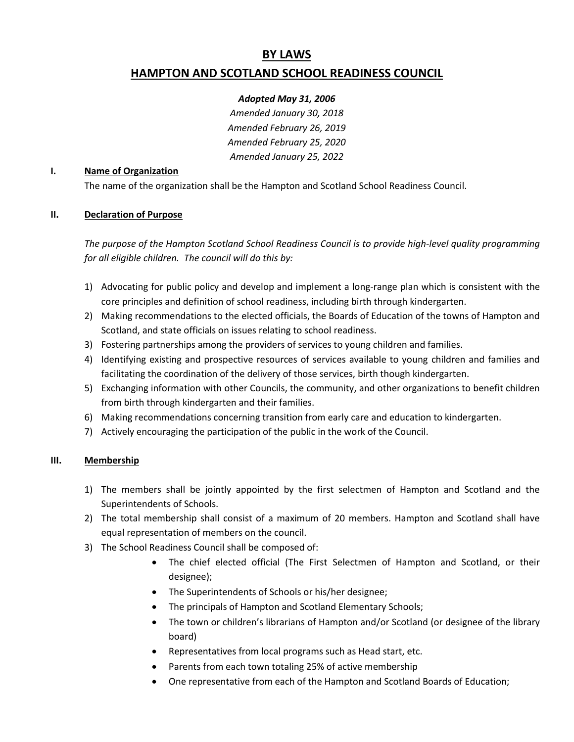# BY LAWS

# HAMPTON AND SCOTLAND SCHOOL READINESS COUNCIL

***Adopted May 31, 2006***

*Amended January 30, 2018*

*Amended February 26, 2019*

*Amended February 25, 2020*

*Amended January 25, 2022*

## I. Name of Organization

The name of the organization shall be the Hampton and Scotland School Readiness Council.

## II. Declaration of Purpose

*The purpose of the Hampton Scotland School Readiness Council is to provide high-level quality programming for all eligible children. The council will do this by:*

1) Advocating for public policy and develop and implement a long-range plan which is consistent with the core principles and definition of school readiness, including birth through kindergarten.
2) Making recommendations to the elected officials, the Boards of Education of the towns of Hampton and Scotland, and state officials on issues relating to school readiness.
3) Fostering partnerships among the providers of services to young children and families.
4) Identifying existing and prospective resources of services available to young children and families and facilitating the coordination of the delivery of those services, birth though kindergarten.
5) Exchanging information with other Councils, the community, and other organizations to benefit children from birth through kindergarten and their families.
6) Making recommendations concerning transition from early care and education to kindergarten.
7) Actively encouraging the participation of the public in the work of the Council.

## III. Membership

1) The members shall be jointly appointed by the first selectmen of Hampton and Scotland and the Superintendents of Schools.
2) The total membership shall consist of a maximum of 20 members. Hampton and Scotland shall have equal representation of members on the council.
3) The School Readiness Council shall be composed of:
   - The chief elected official (The First Selectmen of Hampton and Scotland, or their designee);
   - The Superintendents of Schools or his/her designee;
   - The principals of Hampton and Scotland Elementary Schools;
   - The town or children's librarians of Hampton and/or Scotland (or designee of the library board)
   - Representatives from local programs such as Head start, etc.
   - Parents from each town totaling 25% of active membership
   - One representative from each of the Hampton and Scotland Boards of Education;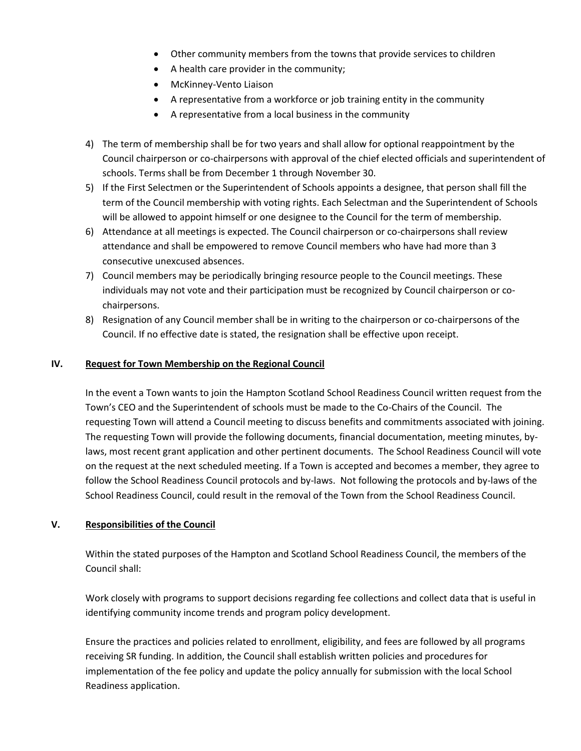- Other community members from the towns that provide services to children
- A health care provider in the community;
- McKinney-Vento Liaison
- A representative from a workforce or job training entity in the community
- A representative from a local business in the community

4) The term of membership shall be for two years and shall allow for optional reappointment by the Council chairperson or co-chairpersons with approval of the chief elected officials and superintendent of schools. Terms shall be from December 1 through November 30.
5) If the First Selectmen or the Superintendent of Schools appoints a designee, that person shall fill the term of the Council membership with voting rights. Each Selectman and the Superintendent of Schools will be allowed to appoint himself or one designee to the Council for the term of membership.
6) Attendance at all meetings is expected. The Council chairperson or co-chairpersons shall review attendance and shall be empowered to remove Council members who have had more than 3 consecutive unexcused absences.
7) Council members may be periodically bringing resource people to the Council meetings. These individuals may not vote and their participation must be recognized by Council chairperson or co-chairpersons.
8) Resignation of any Council member shall be in writing to the chairperson or co-chairpersons of the Council. If no effective date is stated, the resignation shall be effective upon receipt.

## IV. Request for Town Membership on the Regional Council

In the event a Town wants to join the Hampton Scotland School Readiness Council written request from the Town's CEO and the Superintendent of schools must be made to the Co-Chairs of the Council. The requesting Town will attend a Council meeting to discuss benefits and commitments associated with joining. The requesting Town will provide the following documents, financial documentation, meeting minutes, by-laws, most recent grant application and other pertinent documents. The School Readiness Council will vote on the request at the next scheduled meeting. If a Town is accepted and becomes a member, they agree to follow the School Readiness Council protocols and by-laws. Not following the protocols and by-laws of the School Readiness Council, could result in the removal of the Town from the School Readiness Council.

## V. Responsibilities of the Council

Within the stated purposes of the Hampton and Scotland School Readiness Council, the members of the Council shall:

Work closely with programs to support decisions regarding fee collections and collect data that is useful in identifying community income trends and program policy development.

Ensure the practices and policies related to enrollment, eligibility, and fees are followed by all programs receiving SR funding. In addition, the Council shall establish written policies and procedures for implementation of the fee policy and update the policy annually for submission with the local School Readiness application.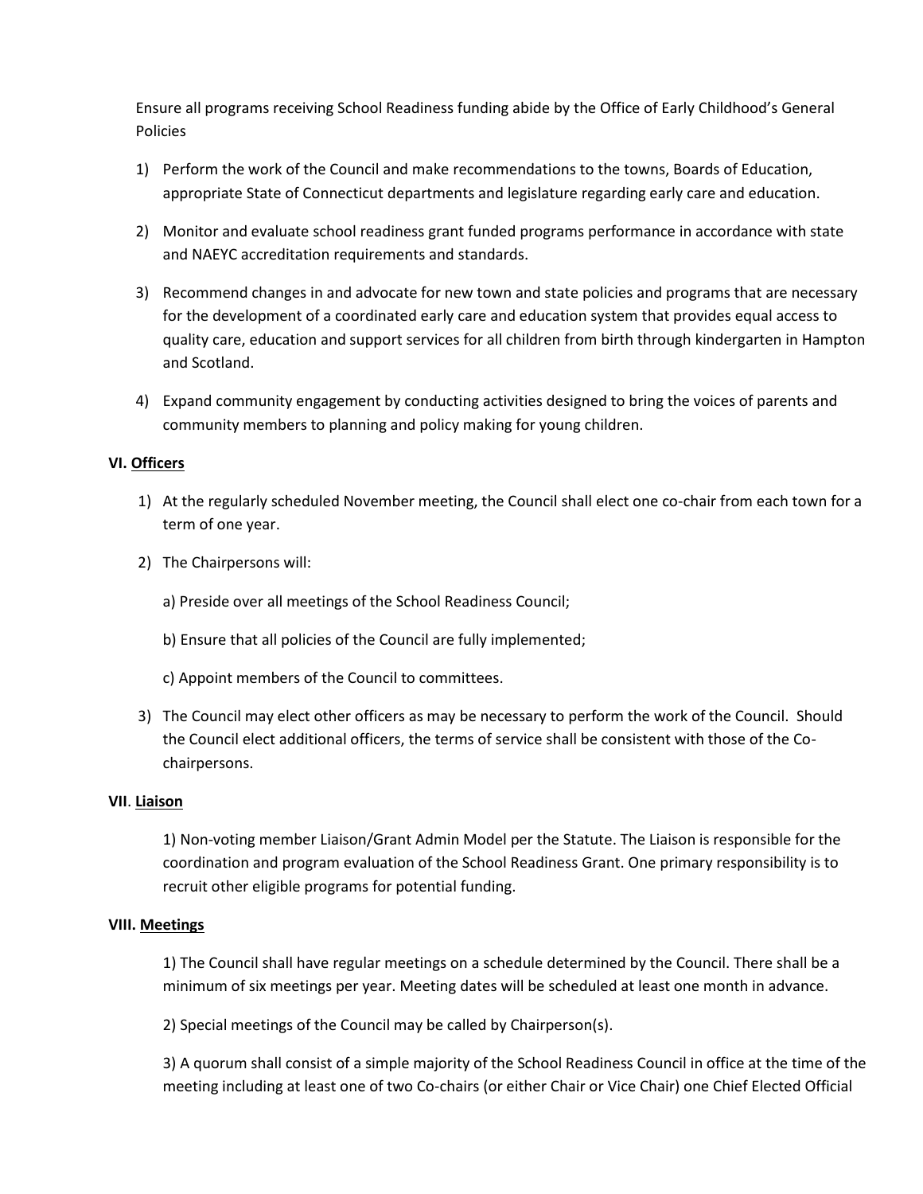Ensure all programs receiving School Readiness funding abide by the Office of Early Childhood's General Policies

1) Perform the work of the Council and make recommendations to the towns, Boards of Education, appropriate State of Connecticut departments and legislature regarding early care and education.

2) Monitor and evaluate school readiness grant funded programs performance in accordance with state and NAEYC accreditation requirements and standards.

3) Recommend changes in and advocate for new town and state policies and programs that are necessary for the development of a coordinated early care and education system that provides equal access to quality care, education and support services for all children from birth through kindergarten in Hampton and Scotland.

4) Expand community engagement by conducting activities designed to bring the voices of parents and community members to planning and policy making for young children.

### VI. Officers

1) At the regularly scheduled November meeting, the Council shall elect one co-chair from each town for a term of one year.

2) The Chairpersons will:

   a) Preside over all meetings of the School Readiness Council;

   b) Ensure that all policies of the Council are fully implemented;

   c) Appoint members of the Council to committees.

3) The Council may elect other officers as may be necessary to perform the work of the Council. Should the Council elect additional officers, the terms of service shall be consistent with those of the Co-chairpersons.

### VII. Liaison

1) Non-voting member Liaison/Grant Admin Model per the Statute. The Liaison is responsible for the coordination and program evaluation of the School Readiness Grant. One primary responsibility is to recruit other eligible programs for potential funding.

### VIII. Meetings

1) The Council shall have regular meetings on a schedule determined by the Council. There shall be a minimum of six meetings per year. Meeting dates will be scheduled at least one month in advance.

2) Special meetings of the Council may be called by Chairperson(s).

3) A quorum shall consist of a simple majority of the School Readiness Council in office at the time of the meeting including at least one of two Co-chairs (or either Chair or Vice Chair) one Chief Elected Official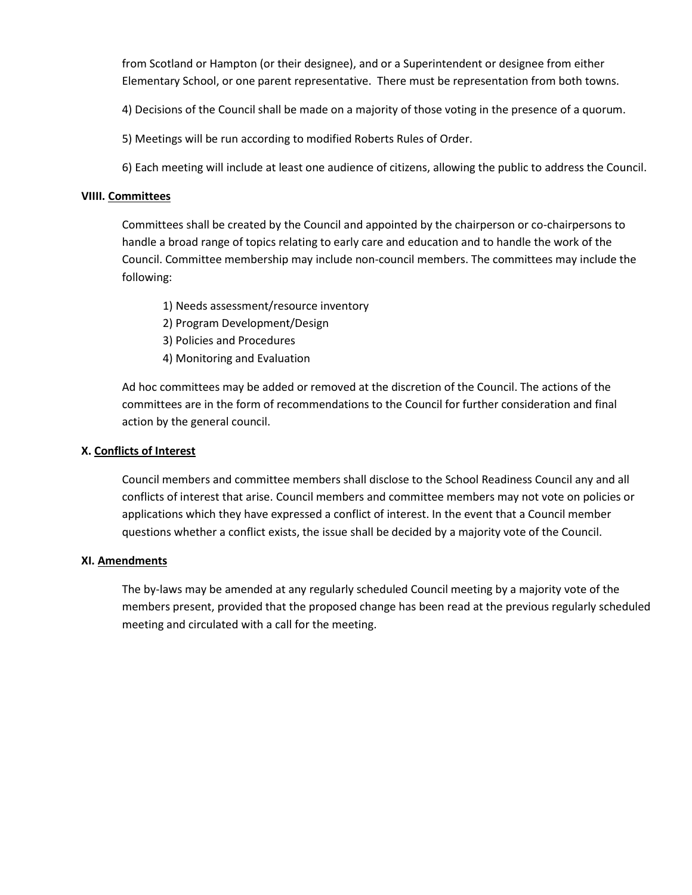from Scotland or Hampton (or their designee), and or a Superintendent or designee from either Elementary School, or one parent representative. There must be representation from both towns.

4) Decisions of the Council shall be made on a majority of those voting in the presence of a quorum.

5) Meetings will be run according to modified Roberts Rules of Order.

6) Each meeting will include at least one audience of citizens, allowing the public to address the Council.

**VIIII. <u>Committees</u>**

Committees shall be created by the Council and appointed by the chairperson or co-chairpersons to handle a broad range of topics relating to early care and education and to handle the work of the Council. Committee membership may include non-council members. The committees may include the following:

1) Needs assessment/resource inventory
2) Program Development/Design
3) Policies and Procedures
4) Monitoring and Evaluation

Ad hoc committees may be added or removed at the discretion of the Council. The actions of the committees are in the form of recommendations to the Council for further consideration and final action by the general council.

**X. <u>Conflicts of Interest</u>**

Council members and committee members shall disclose to the School Readiness Council any and all conflicts of interest that arise. Council members and committee members may not vote on policies or applications which they have expressed a conflict of interest. In the event that a Council member questions whether a conflict exists, the issue shall be decided by a majority vote of the Council.

**XI. <u>Amendments</u>**

The by-laws may be amended at any regularly scheduled Council meeting by a majority vote of the members present, provided that the proposed change has been read at the previous regularly scheduled meeting and circulated with a call for the meeting.